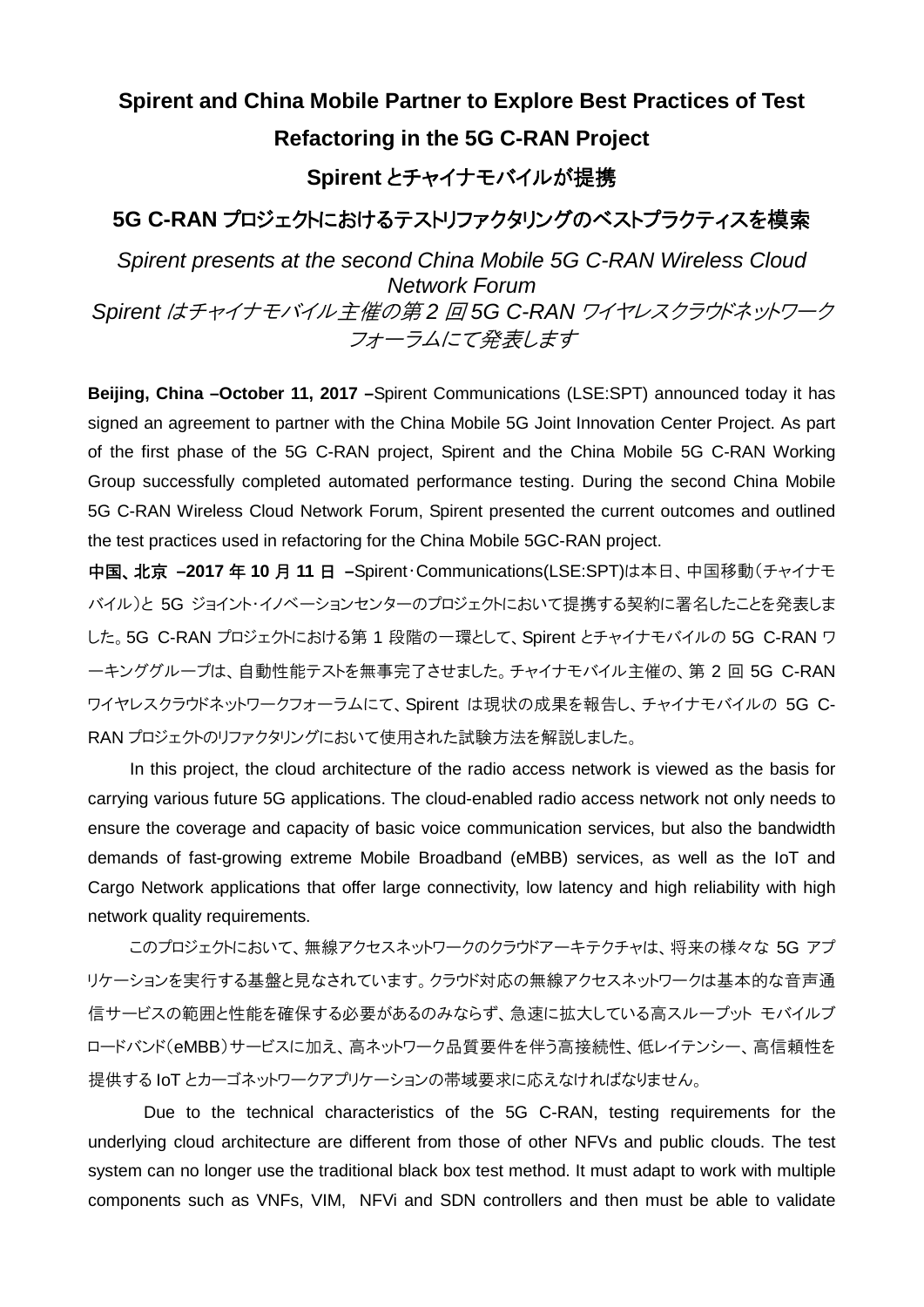# Spirent and China Mobile Partner to Explore Best Practices of Test Refactoring in the 5G C-RAN Project

# Spirent とチャイナモバイルが提携

## 5G C-RAN プロジェクトにおけるテストリファクタリングのベストプラクティスを模索

*Spirent presents at the second China Mobile 5G C-RAN Wireless Cloud Network Forum*

*Spirent はチャイナモバイル主催の第 2 回 5G C-RAN ワイヤレスクラウドネットワークフォーラムにて発表します*

**Beijing, China –October 11, 2017 –**Spirent Communications (LSE:SPT) announced today it has signed an agreement to partner with the China Mobile 5G Joint Innovation Center Project. As part of the first phase of the 5G C-RAN project, Spirent and the China Mobile 5G C-RAN Working Group successfully completed automated performance testing. During the second China Mobile 5G C-RAN Wireless Cloud Network Forum, Spirent presented the current outcomes and outlined the test practices used in refactoring for the China Mobile 5GC-RAN project.

**中国、北京 –2017 年 10 月 11 日 –**Spirent･Communications(LSE:SPT)は本日、中国移動（チャイナモバイル）と 5G ジョイント･イノベーションセンターのプロジェクトにおいて提携する契約に署名したことを発表しました。5G C-RAN プロジェクトにおける第 1 段階の一環として、Spirent とチャイナモバイルの 5G C-RAN ワーキンググループは、自動性能テストを無事完了させました。チャイナモバイル主催の、第 2 回 5G C-RAN ワイヤレスクラウドネットワークフォーラムにて、Spirent は現状の成果を報告し、チャイナモバイルの 5G C-RAN プロジェクトのリファクタリングにおいて使用された試験方法を解説しました。

In this project, the cloud architecture of the radio access network is viewed as the basis for carrying various future 5G applications. The cloud-enabled radio access network not only needs to ensure the coverage and capacity of basic voice communication services, but also the bandwidth demands of fast-growing extreme Mobile Broadband (eMBB) services, as well as the IoT and Cargo Network applications that offer large connectivity, low latency and high reliability with high network quality requirements.

このプロジェクトにおいて、無線アクセスネットワークのクラウドアーキテクチャは、将来の様々な 5G アプリケーションを実行する基盤と見なされています。クラウド対応の無線アクセスネットワークは基本的な音声通信サービスの範囲と性能を確保する必要があるのみならず、急速に拡大している高スループット モバイルブロードバンド（eMBB）サービスに加え、高ネットワーク品質要件を伴う高接続性、低レイテンシー、高信頼性を提供する IoT とカーゴネットワークアプリケーションの帯域要求に応えなければなりません。

Due to the technical characteristics of the 5G C-RAN, testing requirements for the underlying cloud architecture are different from those of other NFVs and public clouds. The test system can no longer use the traditional black box test method. It must adapt to work with multiple components such as VNFs, VIM, NFVi and SDN controllers and then must be able to validate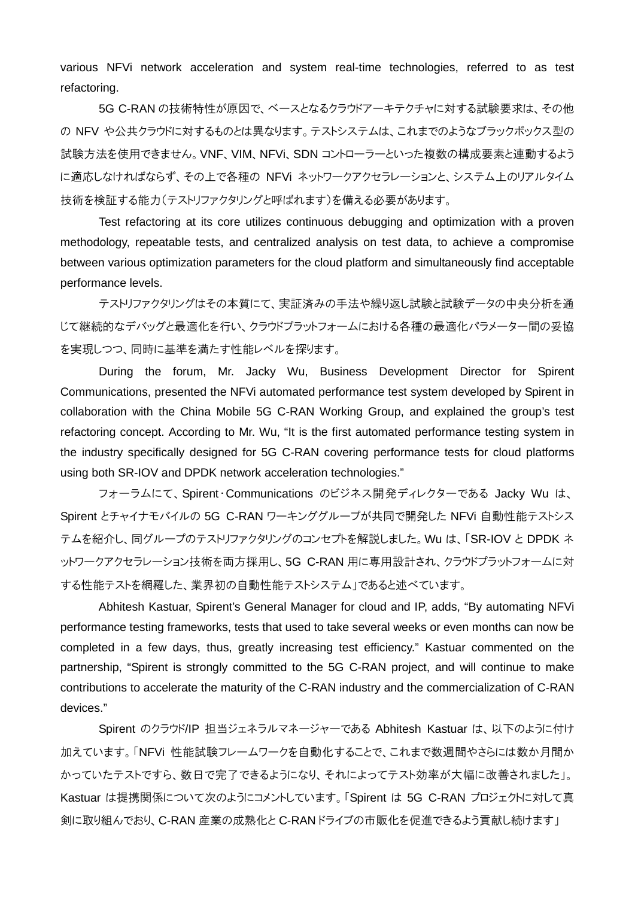various NFVi network acceleration and system real-time technologies, referred to as test refactoring.

5G C-RAN の技術特性が原因で、ベースとなるクラウドアーキテクチャに対する試験要求は、その他の NFV や公共クラウドに対するものとは異なります。テストシステムは、これまでのようなブラックボックス型の試験方法を使用できません。VNF、VIM、NFVi、SDN コントローラーといった複数の構成要素と連動するように適応しなければならず、その上で各種の NFVi ネットワークアクセラレーションと、システム上のリアルタイム技術を検証する能力（テストリファクタリングと呼ばれます）を備える必要があります。

Test refactoring at its core utilizes continuous debugging and optimization with a proven methodology, repeatable tests, and centralized analysis on test data, to achieve a compromise between various optimization parameters for the cloud platform and simultaneously find acceptable performance levels.

テストリファクタリングはその本質にて、実証済みの手法や繰り返し試験と試験データの中央分析を通じて継続的なデバッグと最適化を行い、クラウドプラットフォームにおける各種の最適化パラメーター間の妥協を実現しつつ、同時に基準を満たす性能レベルを探ります。

During the forum, Mr. Jacky Wu, Business Development Director for Spirent Communications, presented the NFVi automated performance test system developed by Spirent in collaboration with the China Mobile 5G C-RAN Working Group, and explained the group's test refactoring concept. According to Mr. Wu, "It is the first automated performance testing system in the industry specifically designed for 5G C-RAN covering performance tests for cloud platforms using both SR-IOV and DPDK network acceleration technologies."

フォーラムにて、Spirent・Communications のビジネス開発ディレクターである Jacky Wu は、Spirent とチャイナモバイルの 5G C-RAN ワーキンググループが共同で開発した NFVi 自動性能テストシステムを紹介し、同グループのテストリファクタリングのコンセプトを解説しました。Wu は、「SR-IOV と DPDK ネットワークアクセラレーション技術を両方採用し、5G C-RAN 用に専用設計され、クラウドプラットフォームに対する性能テストを網羅した、業界初の自動性能テストシステム」であると述べています。

Abhitesh Kastuar, Spirent's General Manager for cloud and IP, adds, "By automating NFVi performance testing frameworks, tests that used to take several weeks or even months can now be completed in a few days, thus, greatly increasing test efficiency." Kastuar commented on the partnership, "Spirent is strongly committed to the 5G C-RAN project, and will continue to make contributions to accelerate the maturity of the C-RAN industry and the commercialization of C-RAN devices."

Spirent のクラウド/IP 担当ジェネラルマネージャーである Abhitesh Kastuar は、以下のように付け加えています。「NFVi 性能試験フレームワークを自動化することで、これまで数週間やさらには数か月間かかっていたテストですら、数日で完了できるようになり、それによってテスト効率が大幅に改善されました」。Kastuar は提携関係について次のようにコメントしています。「Spirent は 5G C-RAN プロジェクトに対して真剣に取り組んでおり、C-RAN 産業の成熟化と C-RAN ドライブの市販化を促進できるよう貢献し続けます」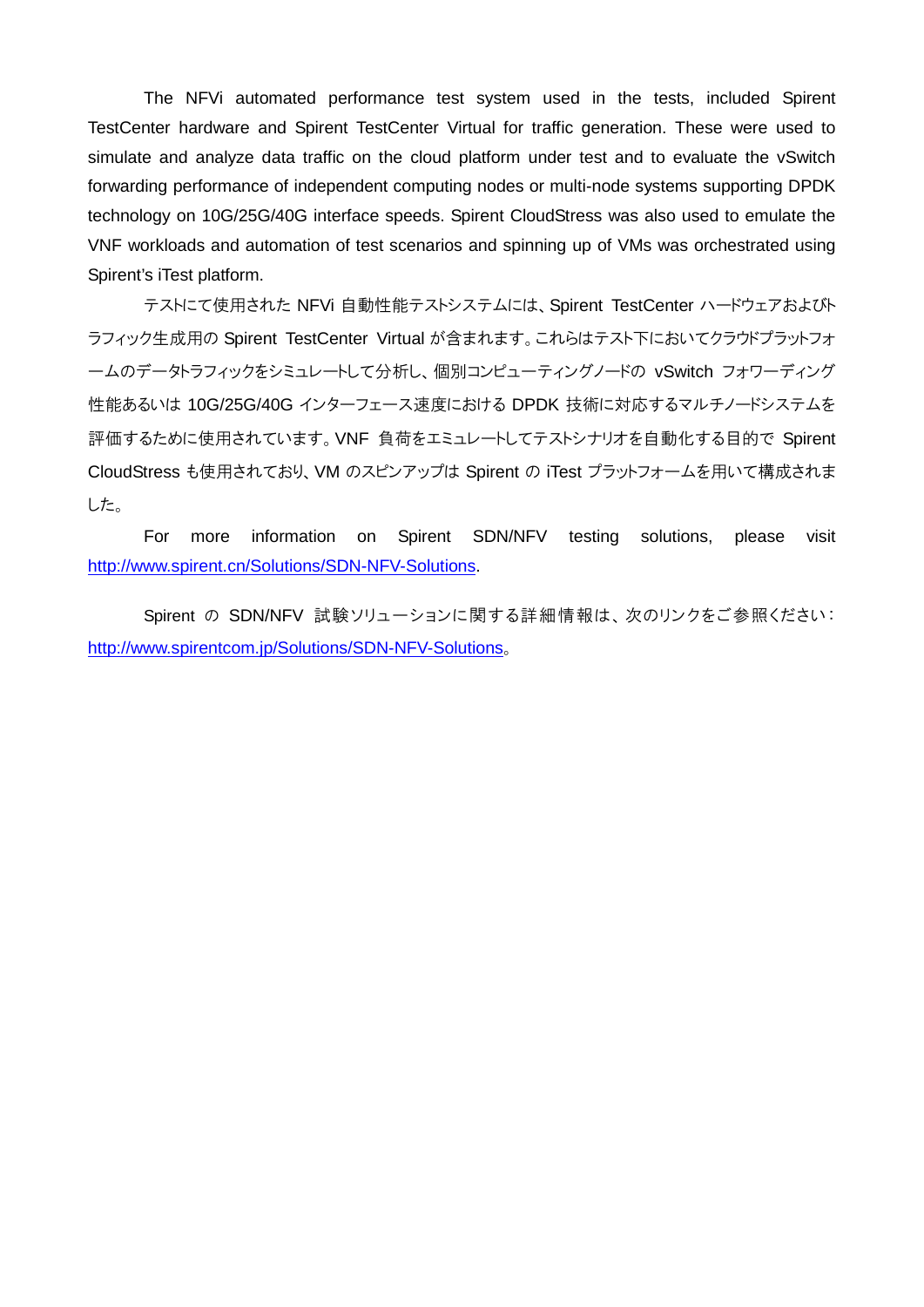The NFVi automated performance test system used in the tests, included Spirent TestCenter hardware and Spirent TestCenter Virtual for traffic generation. These were used to simulate and analyze data traffic on the cloud platform under test and to evaluate the vSwitch forwarding performance of independent computing nodes or multi-node systems supporting DPDK technology on 10G/25G/40G interface speeds. Spirent CloudStress was also used to emulate the VNF workloads and automation of test scenarios and spinning up of VMs was orchestrated using Spirent's iTest platform.

テストにて使用された NFVi 自動性能テストシステムには、Spirent TestCenter ハードウェアおよびトラフィック生成用の Spirent TestCenter Virtual が含まれます。これらはテスト下においてクラウドプラットフォームのデータトラフィックをシミュレートして分析し、個別コンピューティングノードの vSwitch フォワーディング性能あるいは 10G/25G/40G インターフェース速度における DPDK 技術に対応するマルチノードシステムを評価するために使用されています。VNF 負荷をエミュレートしてテストシナリオを自動化する目的で Spirent CloudStress も使用されており、VM のスピンアップは Spirent の iTest プラットフォームを用いて構成されました。

For more information on Spirent SDN/NFV testing solutions, please visit http://www.spirent.cn/Solutions/SDN-NFV-Solutions.

Spirent の SDN/NFV 試験ソリューションに関する詳細情報は、次のリンクをご参照ください：http://www.spirentcom.jp/Solutions/SDN-NFV-Solutions。